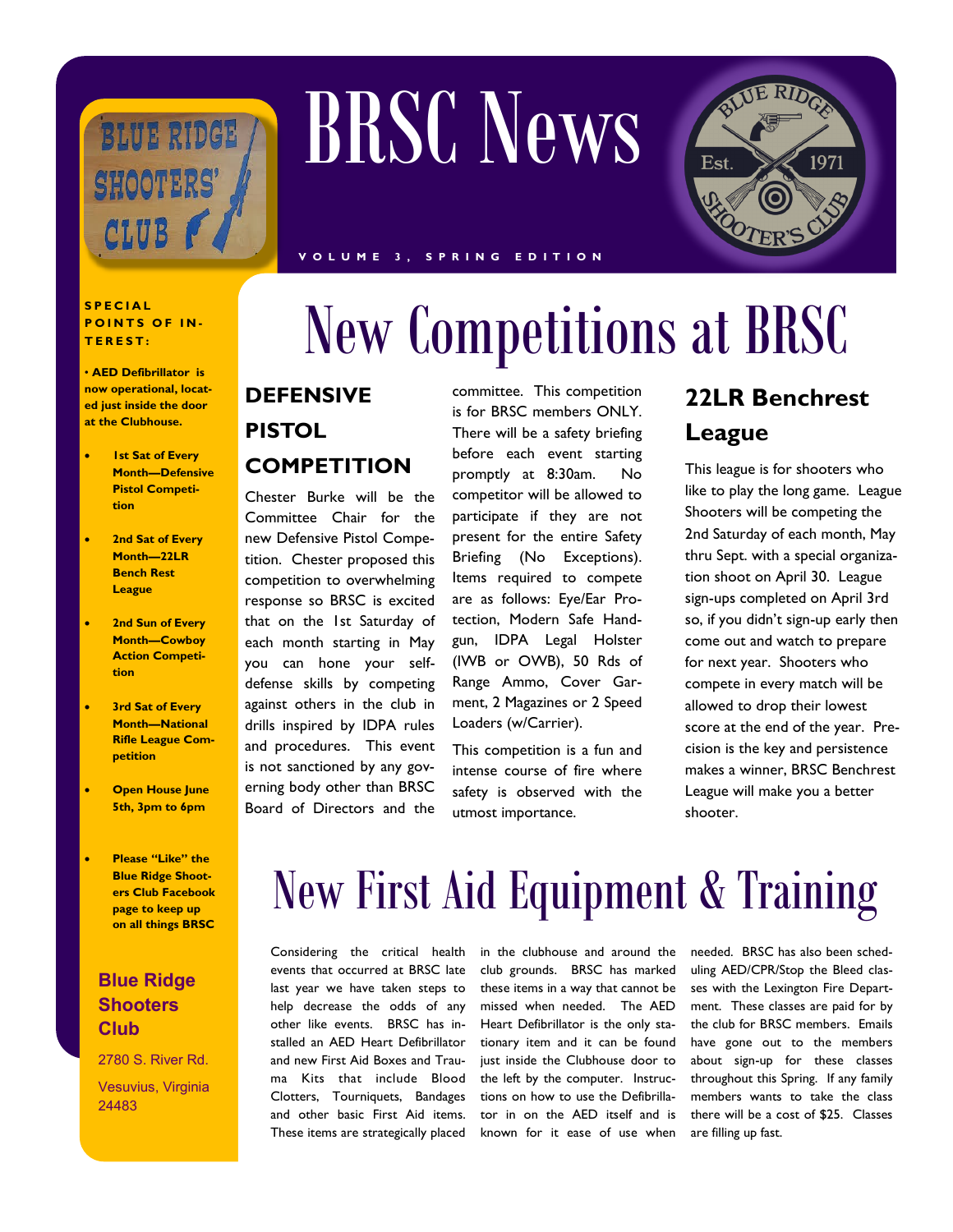# BRSC News

VOLUME 3, SPRING EDITION

**SPECIAL POINTS OF INTEREST:**

- **AED Defibrillator is now operational, located just inside the door at the Clubhouse.**
- **1st Sat of Every Month—Defensive Pistol Competition**
- **2nd Sat of Every Month—22LR Bench Rest League**
- **2nd Sun of Every Month—Cowboy Action Competition**
- **3rd Sat of Every Month—National Rifle League Competition**
- **Open House June 5th, 3pm to 6pm**
- **Please "Like" the Blue Ridge Shooters Club Facebook page to keep up on all things BRSC**

**Blue Ridge Shooters Club**

2780 S. River Rd.

Vesuvius, Virginia 24483

# New Competitions at BRSC

## DEFENSIVE PISTOL COMPETITION

Chester Burke will be the Committee Chair for the new Defensive Pistol Competition. Chester proposed this competition to overwhelming response so BRSC is excited that on the 1st Saturday of each month starting in May you can hone your self-defense skills by competing against others in the club in drills inspired by IDPA rules and procedures. This event is not sanctioned by any governing body other than BRSC Board of Directors and the committee. This competition is for BRSC members ONLY. There will be a safety briefing before each event starting promptly at 8:30am. No competitor will be allowed to participate if they are not present for the entire Safety Briefing (No Exceptions). Items required to compete are as follows: Eye/Ear Protection, Modern Safe Handgun, IDPA Legal Holster (IWB or OWB), 50 Rds of Range Ammo, Cover Garment, 2 Magazines or 2 Speed Loaders (w/Carrier).

This competition is a fun and intense course of fire where safety is observed with the utmost importance.

## 22LR Benchrest League

This league is for shooters who like to play the long game. League Shooters will be competing the 2nd Saturday of each month, May thru Sept. with a special organization shoot on April 30. League sign-ups completed on April 3rd so, if you didn't sign-up early then come out and watch to prepare for next year. Shooters who compete in every match will be allowed to drop their lowest score at the end of the year. Precision is the key and persistence makes a winner, BRSC Benchrest League will make you a better shooter.

# New First Aid Equipment & Training

Considering the critical health events that occurred at BRSC late last year we have taken steps to help decrease the odds of any other like events. BRSC has installed an AED Heart Defibrillator and new First Aid Boxes and Trauma Kits that include Blood Clotters, Tourniquets, Bandages and other basic First Aid items. These items are strategically placed in the clubhouse and around the club grounds. BRSC has marked these items in a way that cannot be missed when needed. The AED Heart Defibrillator is the only stationary item and it can be found just inside the Clubhouse door to the left by the computer. Instructions on how to use the Defibrillator in on the AED itself and is known for it ease of use when needed. BRSC has also been scheduling AED/CPR/Stop the Bleed classes with the Lexington Fire Department. These classes are paid for by the club for BRSC members. Emails have gone out to the members about sign-up for these classes throughout this Spring. If any family members wants to take the class there will be a cost of $25. Classes are filling up fast.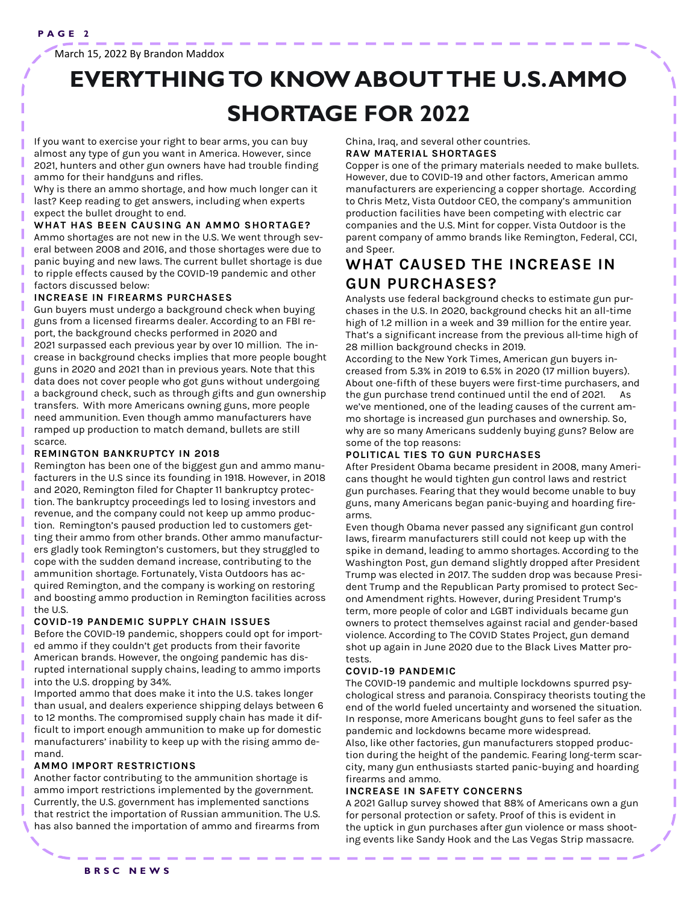March 15, 2022 By Brandon Maddox

# EVERYTHING TO KNOW ABOUT THE U.S. AMMO SHORTAGE FOR 2022

If you want to exercise your right to bear arms, you can buy almost any type of gun you want in America. However, since 2021, hunters and other gun owners have had trouble finding ammo for their handguns and rifles.

Why is there an ammo shortage, and how much longer can it last? Keep reading to get answers, including when experts expect the bullet drought to end.

### WHAT HAS BEEN CAUSING AN AMMO SHORTAGE?

Ammo shortages are not new in the U.S. We went through several between 2008 and 2016, and those shortages were due to panic buying and new laws. The current bullet shortage is due to ripple effects caused by the COVID-19 pandemic and other factors discussed below:

### INCREASE IN FIREARMS PURCHASES

Gun buyers must undergo a background check when buying guns from a licensed firearms dealer. According to an FBI report, the background checks performed in 2020 and 2021 surpassed each previous year by over 10 million. The increase in background checks implies that more people bought guns in 2020 and 2021 than in previous years. Note that this data does not cover people who got guns without undergoing a background check, such as through gifts and gun ownership transfers. With more Americans owning guns, more people need ammunition. Even though ammo manufacturers have ramped up production to match demand, bullets are still scarce.

### REMINGTON BANKRUPTCY IN 2018

Remington has been one of the biggest gun and ammo manufacturers in the U.S since its founding in 1918. However, in 2018 and 2020, Remington filed for Chapter 11 bankruptcy protection. The bankruptcy proceedings led to losing investors and revenue, and the company could not keep up ammo production. Remington's paused production led to customers getting their ammo from other brands. Other ammo manufacturers gladly took Remington's customers, but they struggled to cope with the sudden demand increase, contributing to the ammunition shortage. Fortunately, Vista Outdoors has acquired Remington, and the company is working on restoring and boosting ammo production in Remington facilities across the U.S.

### COVID-19 PANDEMIC SUPPLY CHAIN ISSUES

Before the COVID-19 pandemic, shoppers could opt for imported ammo if they couldn't get products from their favorite American brands. However, the ongoing pandemic has disrupted international supply chains, leading to ammo imports into the U.S. dropping by 34%.

Imported ammo that does make it into the U.S. takes longer than usual, and dealers experience shipping delays between 6 to 12 months. The compromised supply chain has made it difficult to import enough ammunition to make up for domestic manufacturers' inability to keep up with the rising ammo demand.

### AMMO IMPORT RESTRICTIONS

Another factor contributing to the ammunition shortage is ammo import restrictions implemented by the government. Currently, the U.S. government has implemented sanctions that restrict the importation of Russian ammunition. The U.S. has also banned the importation of ammo and firearms from China, Iraq, and several other countries.

### RAW MATERIAL SHORTAGES

Copper is one of the primary materials needed to make bullets. However, due to COVID-19 and other factors, American ammo manufacturers are experiencing a copper shortage. According to Chris Metz, Vista Outdoor CEO, the company's ammunition production facilities have been competing with electric car companies and the U.S. Mint for copper. Vista Outdoor is the parent company of ammo brands like Remington, Federal, CCI, and Speer.

## WHAT CAUSED THE INCREASE IN GUN PURCHASES?

Analysts use federal background checks to estimate gun purchases in the U.S. In 2020, background checks hit an all-time high of 1.2 million in a week and 39 million for the entire year. That's a significant increase from the previous all-time high of 28 million background checks in 2019.

According to the New York Times, American gun buyers increased from 5.3% in 2019 to 6.5% in 2020 (17 million buyers). About one-fifth of these buyers were first-time purchasers, and the gun purchase trend continued until the end of 2021. As we've mentioned, one of the leading causes of the current ammo shortage is increased gun purchases and ownership. So, why are so many Americans suddenly buying guns? Below are some of the top reasons:

### POLITICAL TIES TO GUN PURCHASES

After President Obama became president in 2008, many Americans thought he would tighten gun control laws and restrict gun purchases. Fearing that they would become unable to buy guns, many Americans began panic-buying and hoarding firearms.

Even though Obama never passed any significant gun control laws, firearm manufacturers still could not keep up with the spike in demand, leading to ammo shortages. According to the Washington Post, gun demand slightly dropped after President Trump was elected in 2017. The sudden drop was because President Trump and the Republican Party promised to protect Second Amendment rights. However, during President Trump's term, more people of color and LGBT individuals became gun owners to protect themselves against racial and gender-based violence. According to The COVID States Project, gun demand shot up again in June 2020 due to the Black Lives Matter protests.

### COVID-19 PANDEMIC

The COVID-19 pandemic and multiple lockdowns spurred psychological stress and paranoia. Conspiracy theorists touting the end of the world fueled uncertainty and worsened the situation. In response, more Americans bought guns to feel safer as the pandemic and lockdowns became more widespread.

Also, like other factories, gun manufacturers stopped production during the height of the pandemic. Fearing long-term scarcity, many gun enthusiasts started panic-buying and hoarding firearms and ammo.

### INCREASE IN SAFETY CONCERNS

A 2021 Gallup survey showed that 88% of Americans own a gun for personal protection or safety. Proof of this is evident in the uptick in gun purchases after gun violence or mass shooting events like Sandy Hook and the Las Vegas Strip massacre.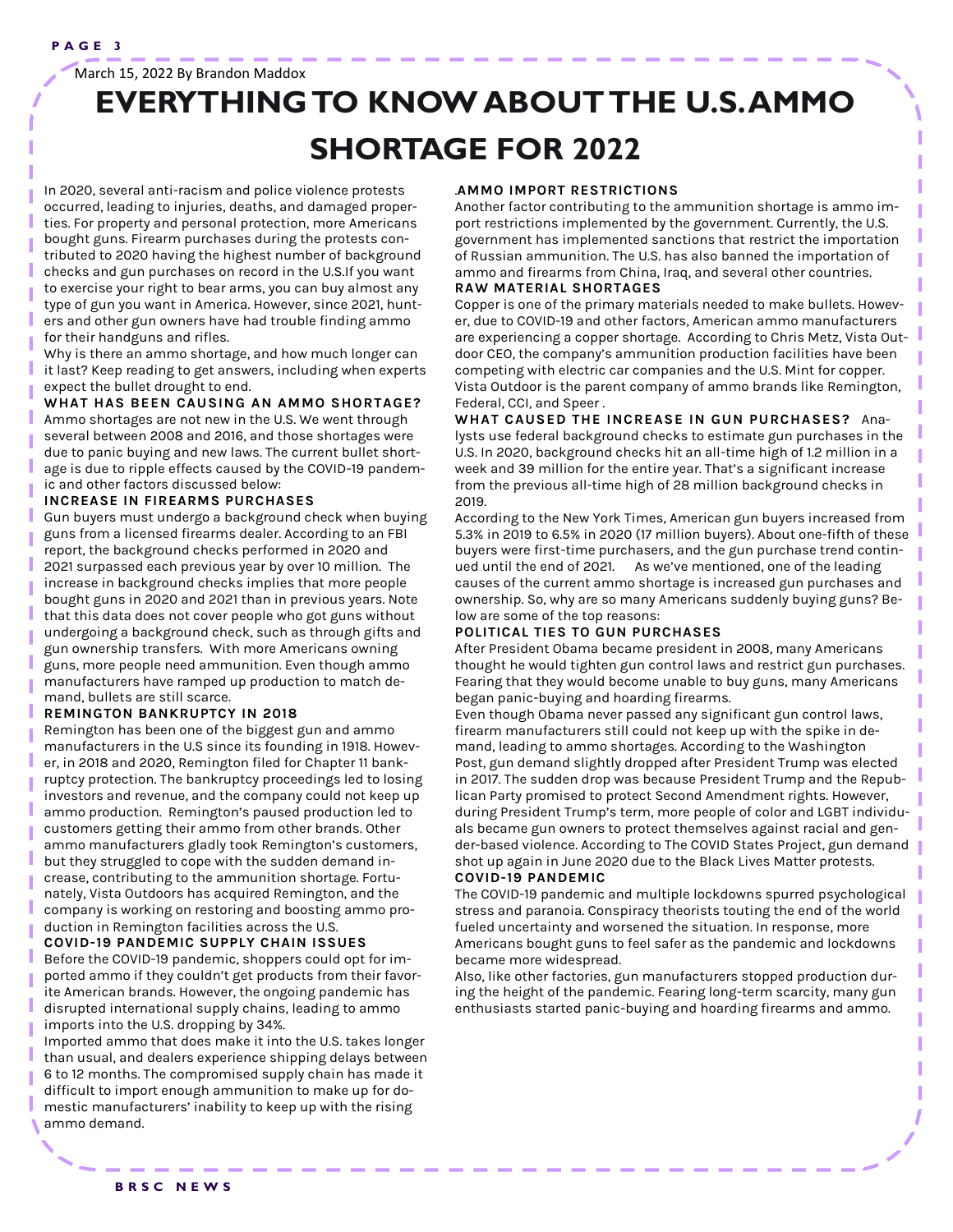March 15, 2022 By Brandon Maddox

# EVERYTHING TO KNOW ABOUT THE U.S. AMMO SHORTAGE FOR 2022

In 2020, several anti-racism and police violence protests occurred, leading to injuries, deaths, and damaged properties. For property and personal protection, more Americans bought guns. Firearm purchases during the protests contributed to 2020 having the highest number of background checks and gun purchases on record in the U.S.If you want to exercise your right to bear arms, you can buy almost any type of gun you want in America. However, since 2021, hunters and other gun owners have had trouble finding ammo for their handguns and rifles.

Why is there an ammo shortage, and how much longer can it last? Keep reading to get answers, including when experts expect the bullet drought to end.

### WHAT HAS BEEN CAUSING AN AMMO SHORTAGE?

Ammo shortages are not new in the U.S. We went through several between 2008 and 2016, and those shortages were due to panic buying and new laws. The current bullet shortage is due to ripple effects caused by the COVID-19 pandemic and other factors discussed below:

### INCREASE IN FIREARMS PURCHASES

Gun buyers must undergo a background check when buying guns from a licensed firearms dealer. According to an FBI report, the background checks performed in 2020 and 2021 surpassed each previous year by over 10 million. The increase in background checks implies that more people bought guns in 2020 and 2021 than in previous years. Note that this data does not cover people who got guns without undergoing a background check, such as through gifts and gun ownership transfers. With more Americans owning guns, more people need ammunition. Even though ammo manufacturers have ramped up production to match demand, bullets are still scarce.

### REMINGTON BANKRUPTCY IN 2018

Remington has been one of the biggest gun and ammo manufacturers in the U.S since its founding in 1918. However, in 2018 and 2020, Remington filed for Chapter 11 bankruptcy protection. The bankruptcy proceedings led to losing investors and revenue, and the company could not keep up ammo production. Remington's paused production led to customers getting their ammo from other brands. Other ammo manufacturers gladly took Remington's customers, but they struggled to cope with the sudden demand increase, contributing to the ammunition shortage. Fortunately, Vista Outdoors has acquired Remington, and the company is working on restoring and boosting ammo production in Remington facilities across the U.S.

### COVID-19 PANDEMIC SUPPLY CHAIN ISSUES

Before the COVID-19 pandemic, shoppers could opt for imported ammo if they couldn't get products from their favorite American brands. However, the ongoing pandemic has disrupted international supply chains, leading to ammo imports into the U.S. dropping by 34%.

Imported ammo that does make it into the U.S. takes longer than usual, and dealers experience shipping delays between 6 to 12 months. The compromised supply chain has made it difficult to import enough ammunition to make up for domestic manufacturers' inability to keep up with the rising ammo demand.

### .AMMO IMPORT RESTRICTIONS

Another factor contributing to the ammunition shortage is ammo import restrictions implemented by the government. Currently, the U.S. government has implemented sanctions that restrict the importation of Russian ammunition. The U.S. has also banned the importation of ammo and firearms from China, Iraq, and several other countries.

### RAW MATERIAL SHORTAGES

Copper is one of the primary materials needed to make bullets. However, due to COVID-19 and other factors, American ammo manufacturers are experiencing a copper shortage. According to Chris Metz, Vista Outdoor CEO, the company's ammunition production facilities have been competing with electric car companies and the U.S. Mint for copper. Vista Outdoor is the parent company of ammo brands like Remington, Federal, CCI, and Speer .

### WHAT CAUSED THE INCREASE IN GUN PURCHASES?

Analysts use federal background checks to estimate gun purchases in the U.S. In 2020, background checks hit an all-time high of 1.2 million in a week and 39 million for the entire year. That's a significant increase from the previous all-time high of 28 million background checks in 2019.

According to the New York Times, American gun buyers increased from 5.3% in 2019 to 6.5% in 2020 (17 million buyers). About one-fifth of these buyers were first-time purchasers, and the gun purchase trend continued until the end of 2021. As we've mentioned, one of the leading causes of the current ammo shortage is increased gun purchases and ownership. So, why are so many Americans suddenly buying guns? Below are some of the top reasons:

### POLITICAL TIES TO GUN PURCHASES

After President Obama became president in 2008, many Americans thought he would tighten gun control laws and restrict gun purchases. Fearing that they would become unable to buy guns, many Americans began panic-buying and hoarding firearms.

Even though Obama never passed any significant gun control laws, firearm manufacturers still could not keep up with the spike in demand, leading to ammo shortages. According to the Washington Post, gun demand slightly dropped after President Trump was elected in 2017. The sudden drop was because President Trump and the Republican Party promised to protect Second Amendment rights. However, during President Trump's term, more people of color and LGBT individuals became gun owners to protect themselves against racial and gender-based violence. According to The COVID States Project, gun demand shot up again in June 2020 due to the Black Lives Matter protests.

### COVID-19 PANDEMIC

The COVID-19 pandemic and multiple lockdowns spurred psychological stress and paranoia. Conspiracy theorists touting the end of the world fueled uncertainty and worsened the situation. In response, more Americans bought guns to feel safer as the pandemic and lockdowns became more widespread.

Also, like other factories, gun manufacturers stopped production during the height of the pandemic. Fearing long-term scarcity, many gun enthusiasts started panic-buying and hoarding firearms and ammo.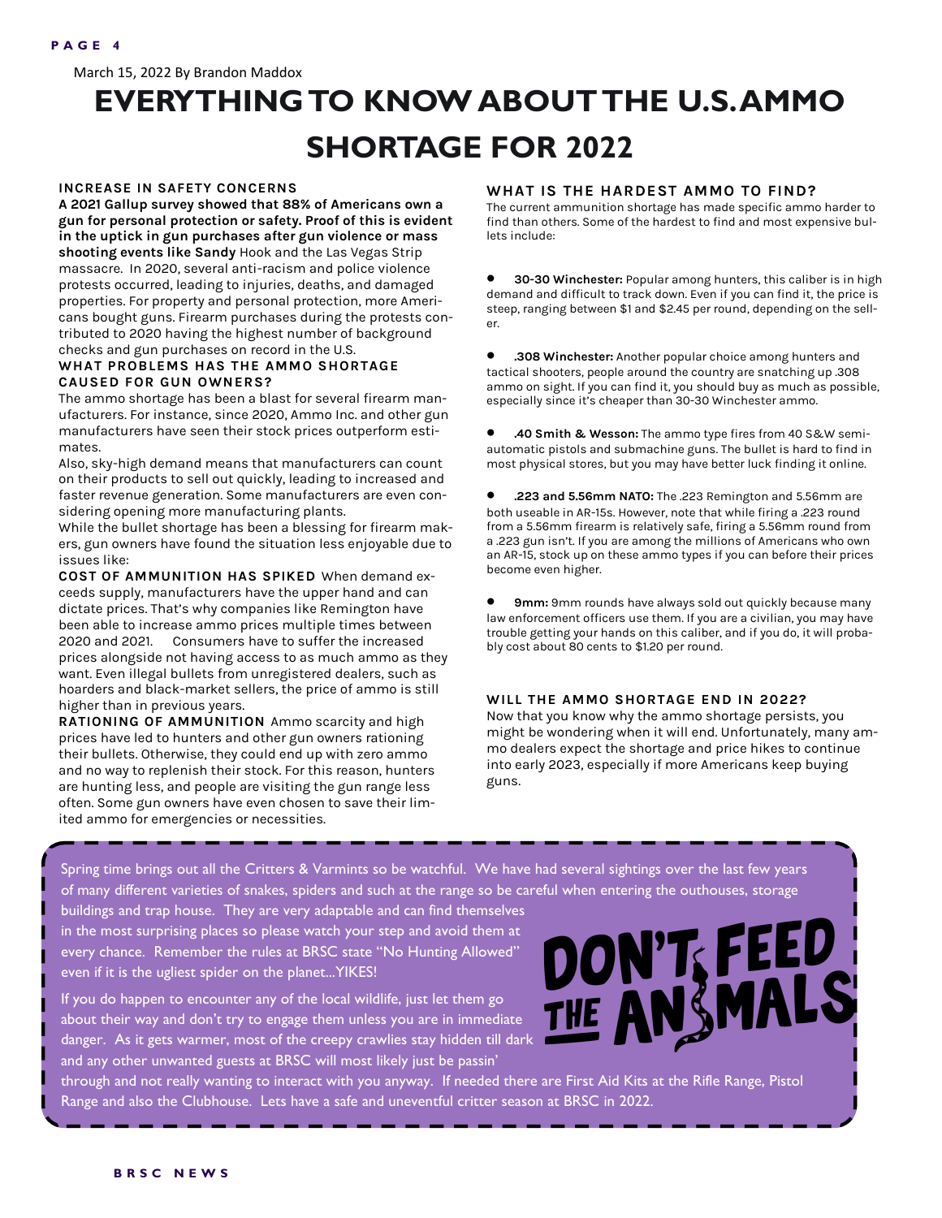March 15, 2022 By Brandon Maddox

# EVERYTHING TO KNOW ABOUT THE U.S. AMMO SHORTAGE FOR 2022

### INCREASE IN SAFETY CONCERNS

**A 2021 Gallup survey showed that 88% of Americans own a gun for personal protection or safety. Proof of this is evident in the uptick in gun purchases after gun violence or mass shooting events like Sandy** Hook and the Las Vegas Strip massacre. In 2020, several anti-racism and police violence protests occurred, leading to injuries, deaths, and damaged properties. For property and personal protection, more Americans bought guns. Firearm purchases during the protests contributed to 2020 having the highest number of background checks and gun purchases on record in the U.S.

### WHAT PROBLEMS HAS THE AMMO SHORTAGE CAUSED FOR GUN OWNERS?

The ammo shortage has been a blast for several firearm manufacturers. For instance, since 2020, Ammo Inc. and other gun manufacturers have seen their stock prices outperform estimates.

Also, sky-high demand means that manufacturers can count on their products to sell out quickly, leading to increased and faster revenue generation. Some manufacturers are even considering opening more manufacturing plants.

While the bullet shortage has been a blessing for firearm makers, gun owners have found the situation less enjoyable due to issues like:

**COST OF AMMUNITION HAS SPIKED** When demand exceeds supply, manufacturers have the upper hand and can dictate prices. That's why companies like Remington have been able to increase ammo prices multiple times between 2020 and 2021. Consumers have to suffer the increased prices alongside not having access to as much ammo as they want. Even illegal bullets from unregistered dealers, such as hoarders and black-market sellers, the price of ammo is still higher than in previous years.

**RATIONING OF AMMUNITION** Ammo scarcity and high prices have led to hunters and other gun owners rationing their bullets. Otherwise, they could end up with zero ammo and no way to replenish their stock. For this reason, hunters are hunting less, and people are visiting the gun range less often. Some gun owners have even chosen to save their limited ammo for emergencies or necessities.

### WHAT IS THE HARDEST AMMO TO FIND?

The current ammunition shortage has made specific ammo harder to find than others. Some of the hardest to find and most expensive bullets include:

- **30-30 Winchester:** Popular among hunters, this caliber is in high demand and difficult to track down. Even if you can find it, the price is steep, ranging between $1 and $2.45 per round, depending on the seller.

- **.308 Winchester:** Another popular choice among hunters and tactical shooters, people around the country are snatching up .308 ammo on sight. If you can find it, you should buy as much as possible, especially since it's cheaper than 30-30 Winchester ammo.

- **.40 Smith & Wesson:** The ammo type fires from 40 S&W semi-automatic pistols and submachine guns. The bullet is hard to find in most physical stores, but you may have better luck finding it online.

- **.223 and 5.56mm NATO:** The .223 Remington and 5.56mm are both useable in AR-15s. However, note that while firing a .223 round from a 5.56mm firearm is relatively safe, firing a 5.56mm round from a .223 gun isn't. If you are among the millions of Americans who own an AR-15, stock up on these ammo types if you can before their prices become even higher.

- **9mm:** 9mm rounds have always sold out quickly because many law enforcement officers use them. If you are a civilian, you may have trouble getting your hands on this caliber, and if you do, it will probably cost about 80 cents to $1.20 per round.

### WILL THE AMMO SHORTAGE END IN 2022?

Now that you know why the ammo shortage persists, you might be wondering when it will end. Unfortunately, many ammo dealers expect the shortage and price hikes to continue into early 2023, especially if more Americans keep buying guns.

---

Spring time brings out all the Critters & Varmints so be watchful. We have had several sightings over the last few years of many different varieties of snakes, spiders and such at the range so be careful when entering the outhouses, storage buildings and trap house. They are very adaptable and can find themselves in the most surprising places so please watch your step and avoid them at every chance. Remember the rules at BRSC state "No Hunting Allowed" even if it is the ugliest spider on the planet...YIKES!

DON'T FEED THE ANIMALS

If you do happen to encounter any of the local wildlife, just let them go about their way and don't try to engage them unless you are in immediate danger. As it gets warmer, most of the creepy crawlies stay hidden till dark and any other unwanted guests at BRSC will most likely just be passin' through and not really wanting to interact with you anyway. If needed there are First Aid Kits at the Rifle Range, Pistol Range and also the Clubhouse. Lets have a safe and uneventful critter season at BRSC in 2022.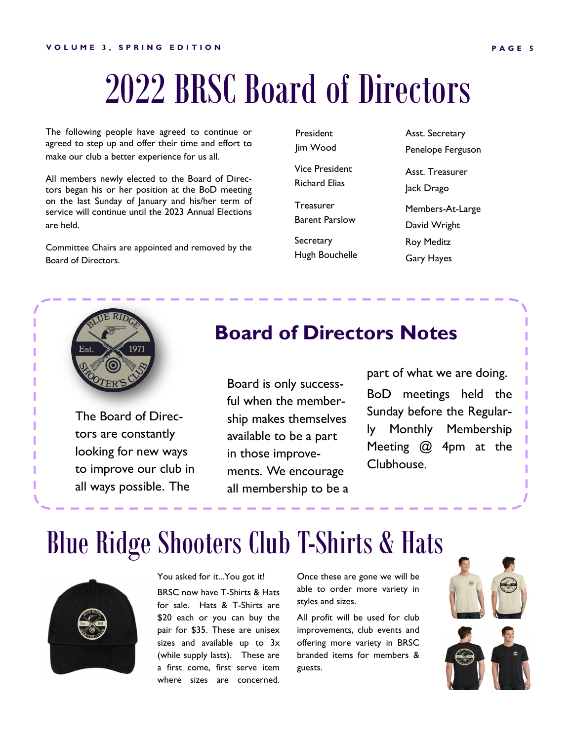# 2022 BRSC Board of Directors

The following people have agreed to continue or agreed to step up and offer their time and effort to make our club a better experience for us all.

All members newly elected to the Board of Directors began his or her position at the BoD meeting on the last Sunday of January and his/her term of service will continue until the 2023 Annual Elections are held.

Committee Chairs are appointed and removed by the Board of Directors.

President
Jim Wood

Vice President
Richard Elias

Treasurer
Barent Parslow

Secretary
Hugh Bouchelle

Asst. Secretary
Penelope Ferguson

Asst. Treasurer
Jack Drago

Members-At-Large
David Wright
Roy Meditz
Gary Hayes

## Board of Directors Notes

The Board of Directors are constantly looking for new ways to improve our club in all ways possible. The Board is only successful when the membership makes themselves available to be a part in those improvements. We encourage all membership to be a part of what we are doing.

BoD meetings held the Sunday before the Regularly Monthly Membership Meeting @ 4pm at the Clubhouse.

# Blue Ridge Shooters Club T-Shirts & Hats

You asked for it...You got it!

BRSC now have T-Shirts & Hats for sale. Hats & T-Shirts are $20 each or you can buy the pair for $35. These are unisex sizes and available up to 3x (while supply lasts). These are a first come, first serve item where sizes are concerned.

Once these are gone we will be able to order more variety in styles and sizes.

All profit will be used for club improvements, club events and offering more variety in BRSC branded items for members & guests.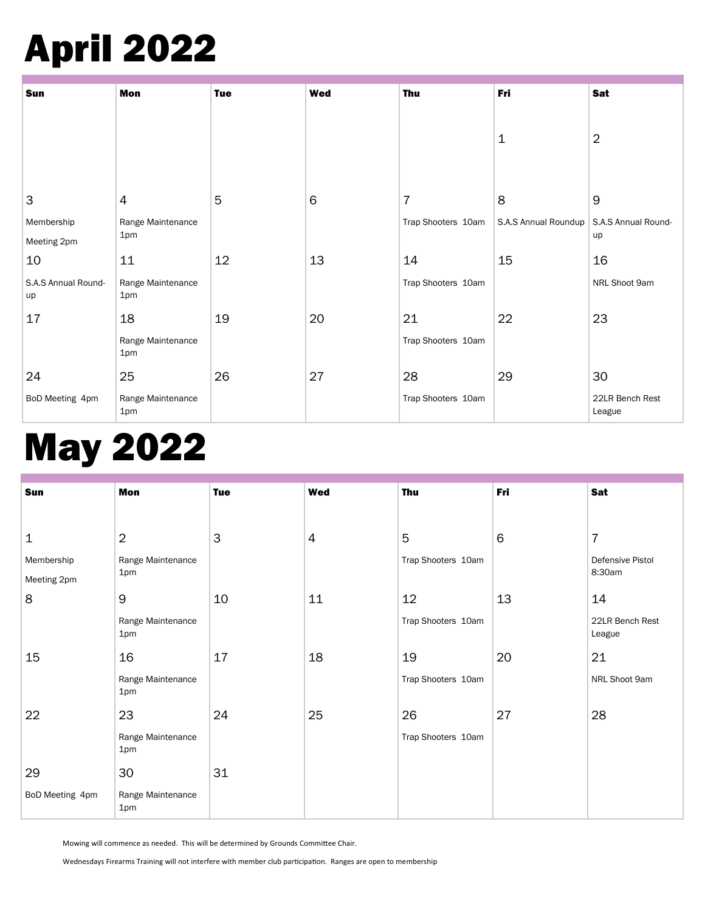# April 2022

| Sun | Mon | Tue | Wed | Thu | Fri | Sat |
|---|---|---|---|---|---|---|
| | | | | | 1 | 2 |
| 3 Membership Meeting 2pm | 4 Range Maintenance 1pm | 5 | 6 | 7 Trap Shooters 10am | 8 S.A.S Annual Roundup | 9 S.A.S Annual Round-up |
| 10 S.A.S Annual Round-up | 11 Range Maintenance 1pm | 12 | 13 | 14 Trap Shooters 10am | 15 | 16 NRL Shoot 9am |
| 17 | 18 Range Maintenance 1pm | 19 | 20 | 21 Trap Shooters 10am | 22 | 23 |
| 24 BoD Meeting 4pm | 25 Range Maintenance 1pm | 26 | 27 | 28 Trap Shooters 10am | 29 | 30 22LR Bench Rest League |

# May 2022

| Sun | Mon | Tue | Wed | Thu | Fri | Sat |
|---|---|---|---|---|---|---|
| 1 Membership Meeting 2pm | 2 Range Maintenance 1pm | 3 | 4 | 5 Trap Shooters 10am | 6 | 7 Defensive Pistol 8:30am |
| 8 | 9 Range Maintenance 1pm | 10 | 11 | 12 Trap Shooters 10am | 13 | 14 22LR Bench Rest League |
| 15 | 16 Range Maintenance 1pm | 17 | 18 | 19 Trap Shooters 10am | 20 | 21 NRL Shoot 9am |
| 22 | 23 Range Maintenance 1pm | 24 | 25 | 26 Trap Shooters 10am | 27 | 28 |
| 29 BoD Meeting 4pm | 30 Range Maintenance 1pm | 31 | | | | |

Mowing will commence as needed. This will be determined by Grounds Committee Chair.

Wednesdays Firearms Training will not interfere with member club participation. Ranges are open to membership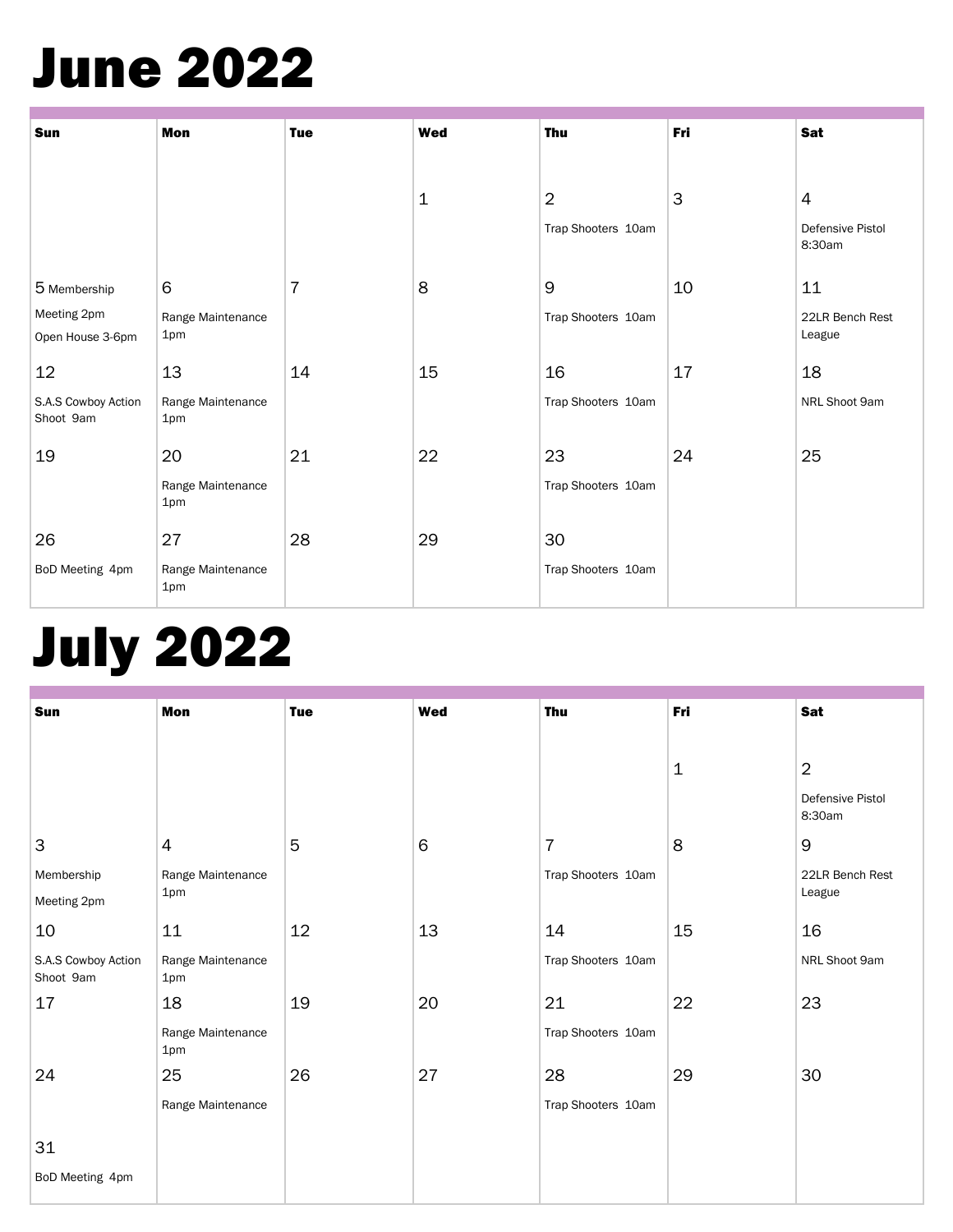# June 2022

| Sun | Mon | Tue | Wed | Thu | Fri | Sat |
|---|---|---|---|---|---|---|
| | | | 1 | 2<br>Trap Shooters 10am | 3 | 4<br>Defensive Pistol 8:30am |
| 5 Membership Meeting 2pm<br>Open House 3-6pm | 6<br>Range Maintenance 1pm | 7 | 8 | 9<br>Trap Shooters 10am | 10 | 11<br>22LR Bench Rest League |
| 12<br>S.A.S Cowboy Action Shoot 9am | 13<br>Range Maintenance 1pm | 14 | 15 | 16<br>Trap Shooters 10am | 17 | 18<br>NRL Shoot 9am |
| 19 | 20<br>Range Maintenance 1pm | 21 | 22 | 23<br>Trap Shooters 10am | 24 | 25 |
| 26<br>BoD Meeting 4pm | 27<br>Range Maintenance 1pm | 28 | 29 | 30<br>Trap Shooters 10am | | |

# July 2022

| Sun | Mon | Tue | Wed | Thu | Fri | Sat |
|---|---|---|---|---|---|---|
| | | | | | 1 | 2<br>Defensive Pistol 8:30am |
| 3<br>Membership Meeting 2pm | 4<br>Range Maintenance 1pm | 5 | 6 | 7<br>Trap Shooters 10am | 8 | 9<br>22LR Bench Rest League |
| 10<br>S.A.S Cowboy Action Shoot 9am | 11<br>Range Maintenance 1pm | 12 | 13 | 14<br>Trap Shooters 10am | 15 | 16<br>NRL Shoot 9am |
| 17 | 18<br>Range Maintenance 1pm | 19 | 20 | 21<br>Trap Shooters 10am | 22 | 23 |
| 24<br><br>31<br>BoD Meeting 4pm | 25<br>Range Maintenance | 26 | 27 | 28<br>Trap Shooters 10am | 29 | 30 |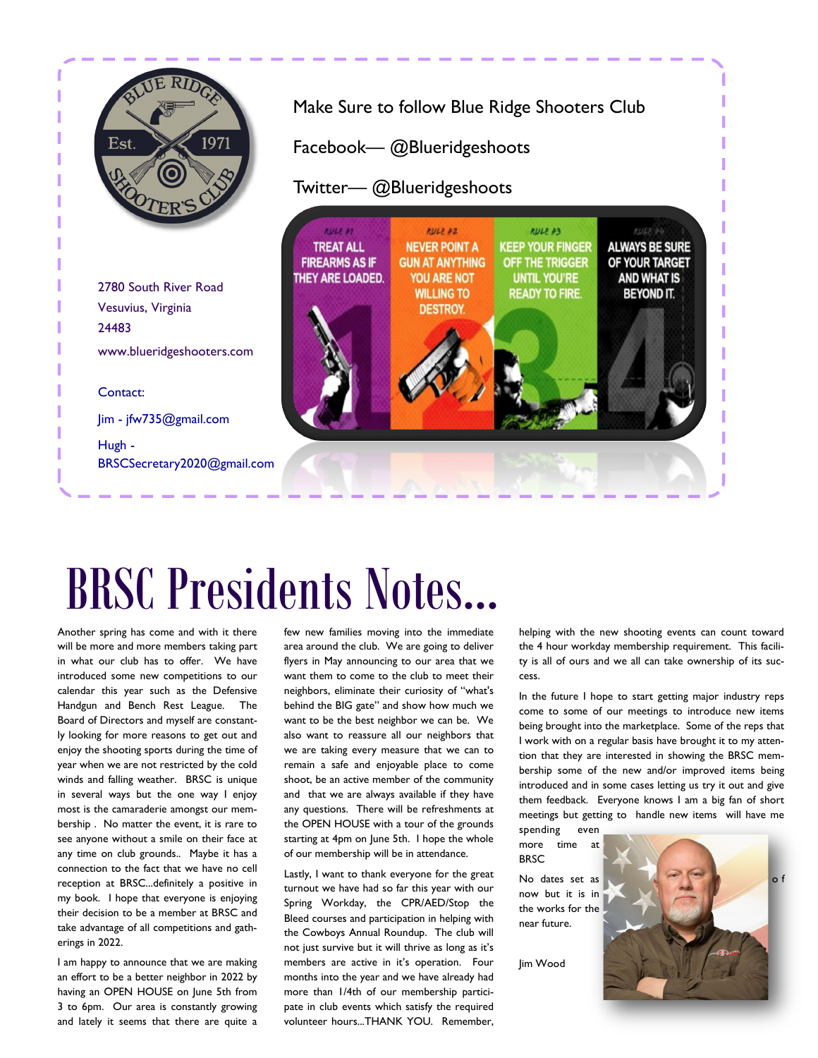Make Sure to follow Blue Ridge Shooters Club

Facebook— @Blueridgeshoots

Twitter— @Blueridgeshoots

RULE #1 TREAT ALL FIREARMS AS IF THEY ARE LOADED.

RULE #2 NEVER POINT A GUN AT ANYTHING YOU ARE NOT WILLING TO DESTROY.

RULE #3 KEEP YOUR FINGER OFF THE TRIGGER UNTIL YOU'RE READY TO FIRE.

RULE #4 ALWAYS BE SURE OF YOUR TARGET AND WHAT IS BEYOND IT.

2780 South River Road
Vesuvius, Virginia
24483

www.blueridgeshooters.com

Contact:

Jim - jfw735@gmail.com

Hugh - BRSCSecretary2020@gmail.com

# BRSC Presidents Notes...

Another spring has come and with it there will be more and more members taking part in what our club has to offer. We have introduced some new competitions to our calendar this year such as the Defensive Handgun and Bench Rest League. The Board of Directors and myself are constantly looking for more reasons to get out and enjoy the shooting sports during the time of year when we are not restricted by the cold winds and falling weather. BRSC is unique in several ways but the one way I enjoy most is the camaraderie amongst our membership . No matter the event, it is rare to see anyone without a smile on their face at any time on club grounds.. Maybe it has a connection to the fact that we have no cell reception at BRSC...definitely a positive in my book. I hope that everyone is enjoying their decision to be a member at BRSC and take advantage of all competitions and gatherings in 2022.

I am happy to announce that we are making an effort to be a better neighbor in 2022 by having an OPEN HOUSE on June 5th from 3 to 6pm. Our area is constantly growing and lately it seems that there are quite a few new families moving into the immediate area around the club. We are going to deliver flyers in May announcing to our area that we want them to come to the club to meet their neighbors, eliminate their curiosity of "what's behind the BIG gate" and show how much we want to be the best neighbor we can be. We also want to reassure all our neighbors that we are taking every measure that we can to remain a safe and enjoyable place to come shoot, be an active member of the community and that we are always available if they have any questions. There will be refreshments at the OPEN HOUSE with a tour of the grounds starting at 4pm on June 5th. I hope the whole of our membership will be in attendance.

Lastly, I want to thank everyone for the great turnout we have had so far this year with our Spring Workday, the CPR/AED/Stop the Bleed courses and participation in helping with the Cowboys Annual Roundup. The club will not just survive but it will thrive as long as it's members are active in it's operation. Four months into the year and we have already had more than 1/4th of our membership participate in club events which satisfy the required volunteer hours...THANK YOU. Remember, helping with the new shooting events can count toward the 4 hour workday membership requirement. This facility is all of ours and we all can take ownership of its success.

In the future I hope to start getting major industry reps come to some of our meetings to introduce new items being brought into the marketplace. Some of the reps that I work with on a regular basis have brought it to my attention that they are interested in showing the BRSC membership some of the new and/or improved items being introduced and in some cases letting us try it out and give them feedback. Everyone knows I am a big fan of short meetings but getting to handle new items will have me spending even more time at BRSC

No dates set as of now but it is in the works for the near future.

Jim Wood